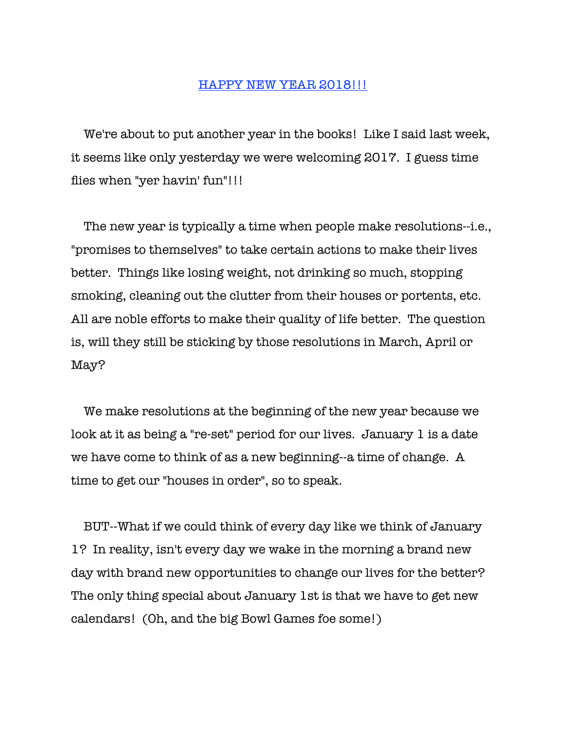# HAPPY NEW YEAR 2018!!!

We're about to put another year in the books! Like I said last week, it seems like only yesterday we were welcoming 2017. I guess time flies when "yer havin' fun"!!!

The new year is typically a time when people make resolutions--i.e., "promises to themselves" to take certain actions to make their lives better. Things like losing weight, not drinking so much, stopping smoking, cleaning out the clutter from their houses or portents, etc. All are noble efforts to make their quality of life better. The question is, will they still be sticking by those resolutions in March, April or May?

We make resolutions at the beginning of the new year because we look at it as being a "re-set" period for our lives. January 1 is a date we have come to think of as a new beginning--a time of change. A time to get our "houses in order", so to speak.

BUT--What if we could think of every day like we think of January 1? In reality, isn't every day we wake in the morning a brand new day with brand new opportunities to change our lives for the better? The only thing special about January 1st is that we have to get new calendars! (Oh, and the big Bowl Games foe some!)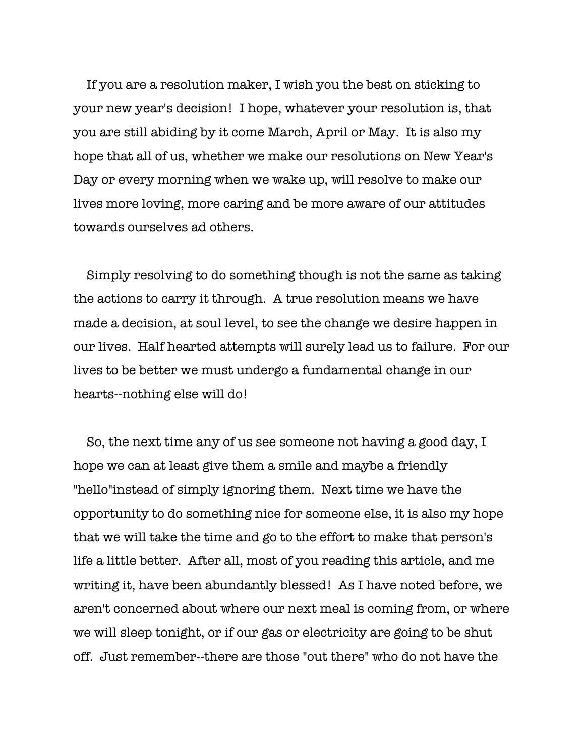If you are a resolution maker, I wish you the best on sticking to your new year's decision! I hope, whatever your resolution is, that you are still abiding by it come March, April or May. It is also my hope that all of us, whether we make our resolutions on New Year's Day or every morning when we wake up, will resolve to make our lives more loving, more caring and be more aware of our attitudes towards ourselves ad others.

Simply resolving to do something though is not the same as taking the actions to carry it through. A true resolution means we have made a decision, at soul level, to see the change we desire happen in our lives. Half hearted attempts will surely lead us to failure. For our lives to be better we must undergo a fundamental change in our hearts--nothing else will do!

So, the next time any of us see someone not having a good day, I hope we can at least give them a smile and maybe a friendly "hello"instead of simply ignoring them. Next time we have the opportunity to do something nice for someone else, it is also my hope that we will take the time and go to the effort to make that person's life a little better. After all, most of you reading this article, and me writing it, have been abundantly blessed! As I have noted before, we aren't concerned about where our next meal is coming from, or where we will sleep tonight, or if our gas or electricity are going to be shut off. Just remember--there are those "out there" who do not have the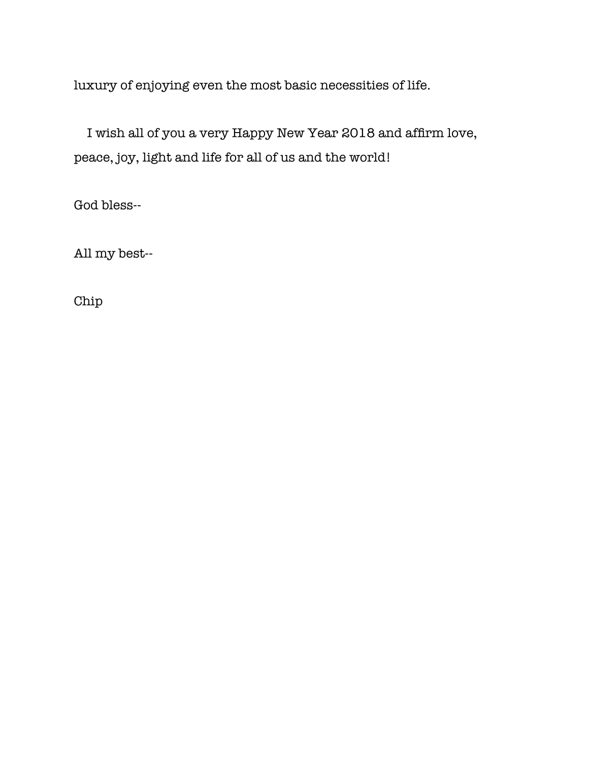luxury of enjoying even the most basic necessities of life.

I wish all of you a very Happy New Year 2018 and affirm love, peace, joy, light and life for all of us and the world!

God bless--

All my best--

Chip